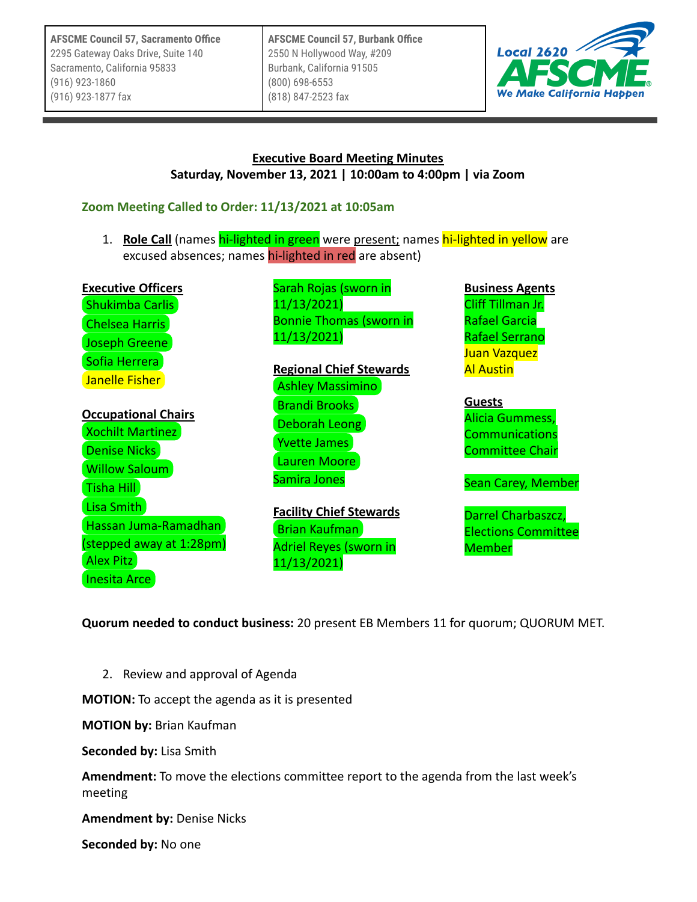| AFSCME Council 57, Sacramento Office | AFSCME Council 57, Burbank Office |
| --- | --- |
| 2295 Gateway Oaks Drive, Suite 140 | 2550 N Hollywood Way, #209 |
| Sacramento, California 95833 | Burbank, California 91505 |
| (916) 923-1860 | (800) 698-6553 |
| (916) 923-1877 fax | (818) 847-2523 fax |

Local 2620 AFSCME
We Make California Happen

## Executive Board Meeting Minutes

**Saturday, November 13, 2021 | 10:00am to 4:00pm | via Zoom**

### Zoom Meeting Called to Order: 11/13/2021 at 10:05am

1. **Role Call** (names hi-lighted in green were present; names hi-lighted in yellow are excused absences; names hi-lighted in red are absent)

**Executive Officers**
- Shukimba Carlis
- Chelsea Harris
- Joseph Greene
- Sofia Herrera
- Janelle Fisher

**Occupational Chairs**
- Xochilt Martinez
- Denise Nicks
- Willow Saloum
- Tisha Hill
- Lisa Smith
- Hassan Juma-Ramadhan (stepped away at 1:28pm)
- Alex Pitz
- Inesita Arce
- Sarah Rojas (sworn in 11/13/2021)
- Bonnie Thomas (sworn in 11/13/2021)

**Regional Chief Stewards**
- Ashley Massimino
- Brandi Brooks
- Deborah Leong
- Yvette James
- Lauren Moore
- Samira Jones

**Facility Chief Stewards**
- Brian Kaufman
- Adriel Reyes (sworn in 11/13/2021)

**Business Agents**
- Cliff Tillman Jr.
- Rafael Garcia
- Rafael Serrano
- Juan Vazquez
- Al Austin

**Guests**
- Alicia Gummess, Communications Committee Chair
- Sean Carey, Member
- Darrel Charbaszcz, Elections Committee Member

**Quorum needed to conduct business:** 20 present EB Members 11 for quorum; QUORUM MET.

2. Review and approval of Agenda

**MOTION:** To accept the agenda as it is presented

**MOTION by:** Brian Kaufman

**Seconded by:** Lisa Smith

**Amendment:** To move the elections committee report to the agenda from the last week's meeting

**Amendment by:** Denise Nicks

**Seconded by:** No one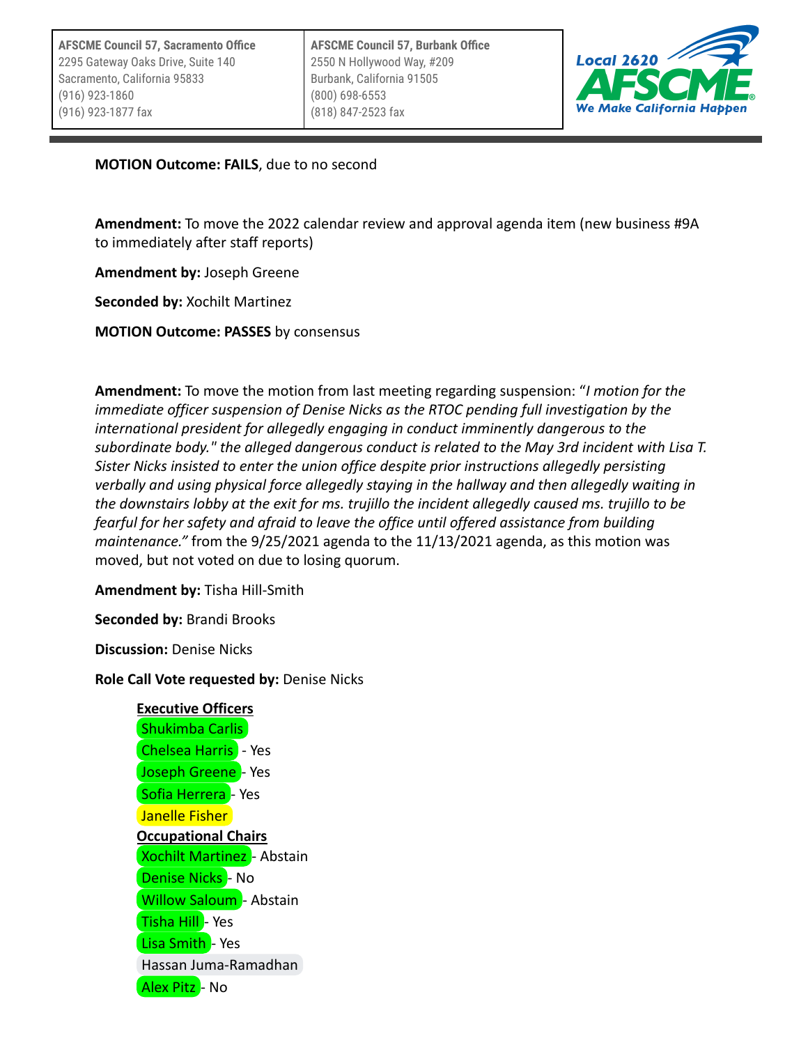**MOTION Outcome: FAILS**, due to no second

**Amendment:** To move the 2022 calendar review and approval agenda item (new business #9A to immediately after staff reports)

**Amendment by:** Joseph Greene

**Seconded by:** Xochilt Martinez

**MOTION Outcome: PASSES** by consensus

**Amendment:** To move the motion from last meeting regarding suspension: "*I motion for the immediate officer suspension of Denise Nicks as the RTOC pending full investigation by the international president for allegedly engaging in conduct imminently dangerous to the subordinate body." the alleged dangerous conduct is related to the May 3rd incident with Lisa T. Sister Nicks insisted to enter the union office despite prior instructions allegedly persisting verbally and using physical force allegedly staying in the hallway and then allegedly waiting in the downstairs lobby at the exit for ms. trujillo the incident allegedly caused ms. trujillo to be fearful for her safety and afraid to leave the office until offered assistance from building maintenance."* from the 9/25/2021 agenda to the 11/13/2021 agenda, as this motion was moved, but not voted on due to losing quorum.

**Amendment by:** Tisha Hill-Smith

**Seconded by:** Brandi Brooks

**Discussion:** Denise Nicks

**Role Call Vote requested by:** Denise Nicks

**Executive Officers**
Shukimba Carlis
Chelsea Harris - Yes
Joseph Greene - Yes
Sofia Herrera - Yes
Janelle Fisher
**Occupational Chairs**
Xochilt Martinez - Abstain
Denise Nicks - No
Willow Saloum - Abstain
Tisha Hill - Yes
Lisa Smith - Yes
Hassan Juma-Ramadhan
Alex Pitz - No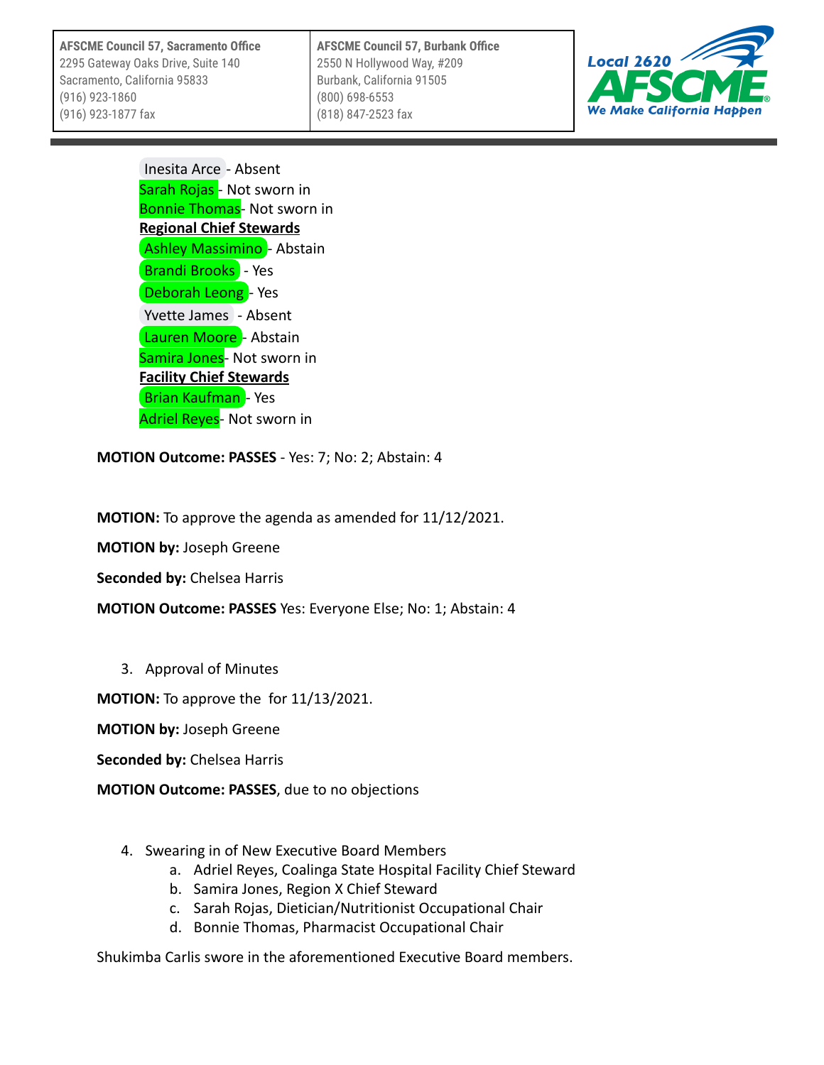Inesita Arce - Absent
Sarah Rojas - Not sworn in
Bonnie Thomas- Not sworn in

**Regional Chief Stewards**

Ashley Massimino - Abstain
Brandi Brooks - Yes
Deborah Leong - Yes
Yvette James - Absent
Lauren Moore - Abstain
Samira Jones- Not sworn in

**Facility Chief Stewards**

Brian Kaufman - Yes
Adriel Reyes- Not sworn in

**MOTION Outcome: PASSES** - Yes: 7; No: 2; Abstain: 4

**MOTION:** To approve the agenda as amended for 11/12/2021.

**MOTION by:** Joseph Greene

**Seconded by:** Chelsea Harris

**MOTION Outcome: PASSES** Yes: Everyone Else; No: 1; Abstain: 4

3. Approval of Minutes

**MOTION:** To approve the  for 11/13/2021.

**MOTION by:** Joseph Greene

**Seconded by:** Chelsea Harris

**MOTION Outcome: PASSES**, due to no objections

4. Swearing in of New Executive Board Members
    a. Adriel Reyes, Coalinga State Hospital Facility Chief Steward
    b. Samira Jones, Region X Chief Steward
    c. Sarah Rojas, Dietician/Nutritionist Occupational Chair
    d. Bonnie Thomas, Pharmacist Occupational Chair

Shukimba Carlis swore in the aforementioned Executive Board members.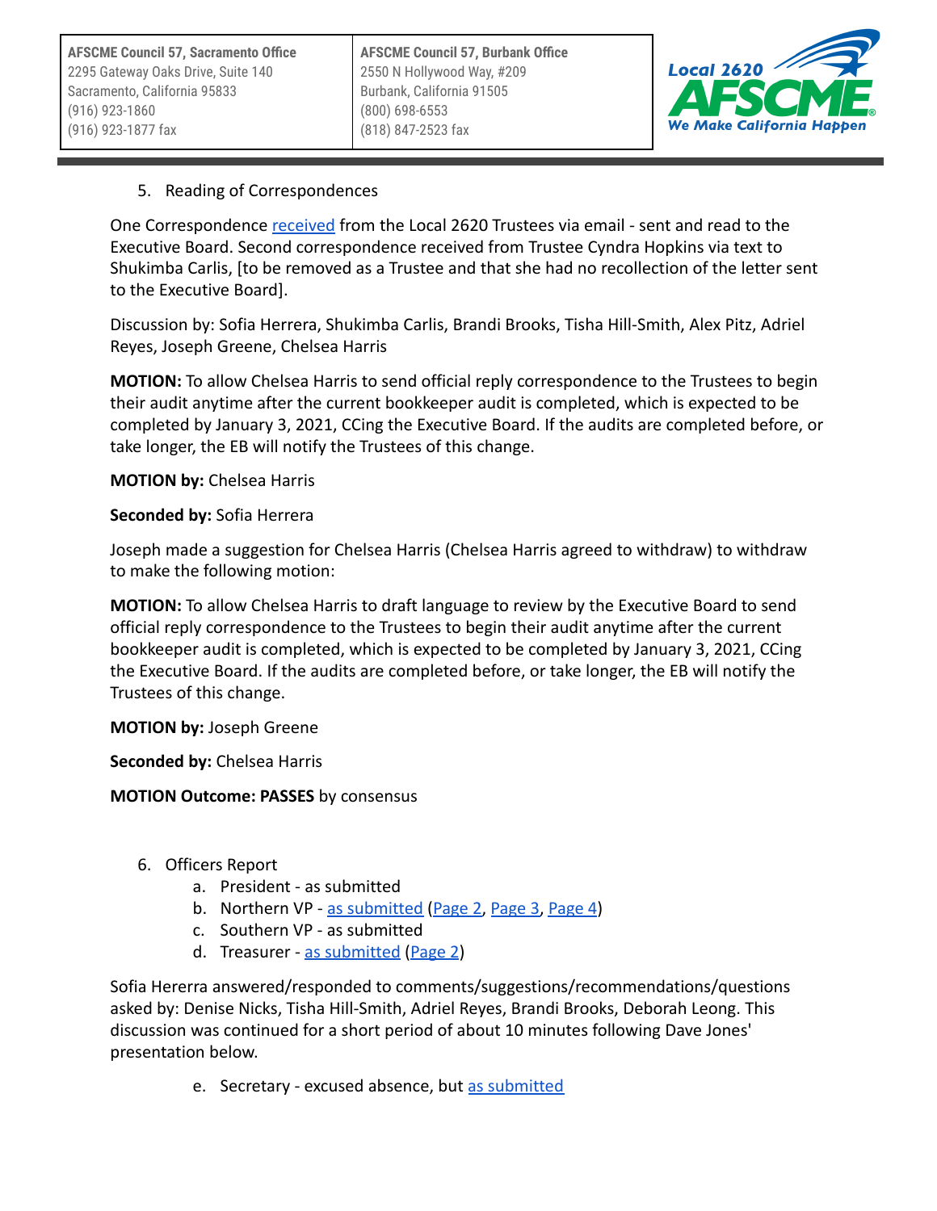5. Reading of Correspondences

One Correspondence received from the Local 2620 Trustees via email - sent and read to the Executive Board. Second correspondence received from Trustee Cyndra Hopkins via text to Shukimba Carlis, [to be removed as a Trustee and that she had no recollection of the letter sent to the Executive Board].

Discussion by: Sofia Herrera, Shukimba Carlis, Brandi Brooks, Tisha Hill-Smith, Alex Pitz, Adriel Reyes, Joseph Greene, Chelsea Harris

**MOTION:** To allow Chelsea Harris to send official reply correspondence to the Trustees to begin their audit anytime after the current bookkeeper audit is completed, which is expected to be completed by January 3, 2021, CCing the Executive Board. If the audits are completed before, or take longer, the EB will notify the Trustees of this change.

**MOTION by:** Chelsea Harris

**Seconded by:** Sofia Herrera

Joseph made a suggestion for Chelsea Harris (Chelsea Harris agreed to withdraw) to withdraw to make the following motion:

**MOTION:** To allow Chelsea Harris to draft language to review by the Executive Board to send official reply correspondence to the Trustees to begin their audit anytime after the current bookkeeper audit is completed, which is expected to be completed by January 3, 2021, CCing the Executive Board. If the audits are completed before, or take longer, the EB will notify the Trustees of this change.

**MOTION by:** Joseph Greene

**Seconded by:** Chelsea Harris

**MOTION Outcome: PASSES** by consensus

6. Officers Report
   a. President - as submitted
   b. Northern VP - as submitted (Page 2, Page 3, Page 4)
   c. Southern VP - as submitted
   d. Treasurer - as submitted (Page 2)

Sofia Hererra answered/responded to comments/suggestions/recommendations/questions asked by: Denise Nicks, Tisha Hill-Smith, Adriel Reyes, Brandi Brooks, Deborah Leong. This discussion was continued for a short period of about 10 minutes following Dave Jones' presentation below.

   e. Secretary - excused absence, but as submitted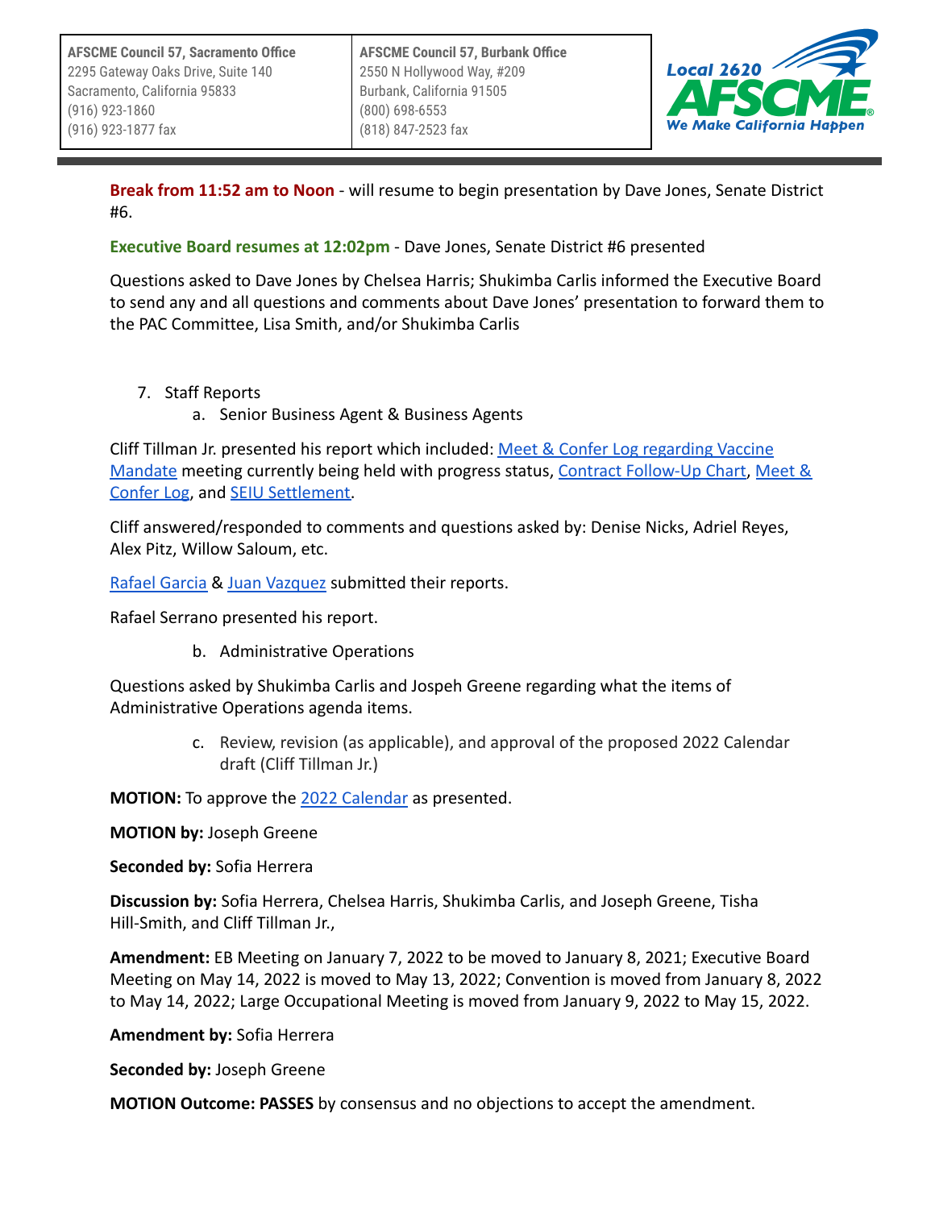**Break from 11:52 am to Noon** - will resume to begin presentation by Dave Jones, Senate District #6.

**Executive Board resumes at 12:02pm** - Dave Jones, Senate District #6 presented

Questions asked to Dave Jones by Chelsea Harris; Shukimba Carlis informed the Executive Board to send any and all questions and comments about Dave Jones' presentation to forward them to the PAC Committee, Lisa Smith, and/or Shukimba Carlis

7. Staff Reports
    a. Senior Business Agent & Business Agents

Cliff Tillman Jr. presented his report which included: Meet & Confer Log regarding Vaccine Mandate meeting currently being held with progress status, Contract Follow-Up Chart, Meet & Confer Log, and SEIU Settlement.

Cliff answered/responded to comments and questions asked by: Denise Nicks, Adriel Reyes, Alex Pitz, Willow Saloum, etc.

Rafael Garcia & Juan Vazquez submitted their reports.

Rafael Serrano presented his report.

    b. Administrative Operations

Questions asked by Shukimba Carlis and Jospeh Greene regarding what the items of Administrative Operations agenda items.

    c. Review, revision (as applicable), and approval of the proposed 2022 Calendar draft (Cliff Tillman Jr.)

**MOTION:** To approve the 2022 Calendar as presented.

**MOTION by:** Joseph Greene

**Seconded by:** Sofia Herrera

**Discussion by:** Sofia Herrera, Chelsea Harris, Shukimba Carlis, and Joseph Greene, Tisha Hill-Smith, and Cliff Tillman Jr.,

**Amendment:** EB Meeting on January 7, 2022 to be moved to January 8, 2021; Executive Board Meeting on May 14, 2022 is moved to May 13, 2022; Convention is moved from January 8, 2022 to May 14, 2022; Large Occupational Meeting is moved from January 9, 2022 to May 15, 2022.

**Amendment by:** Sofia Herrera

**Seconded by:** Joseph Greene

**MOTION Outcome: PASSES** by consensus and no objections to accept the amendment.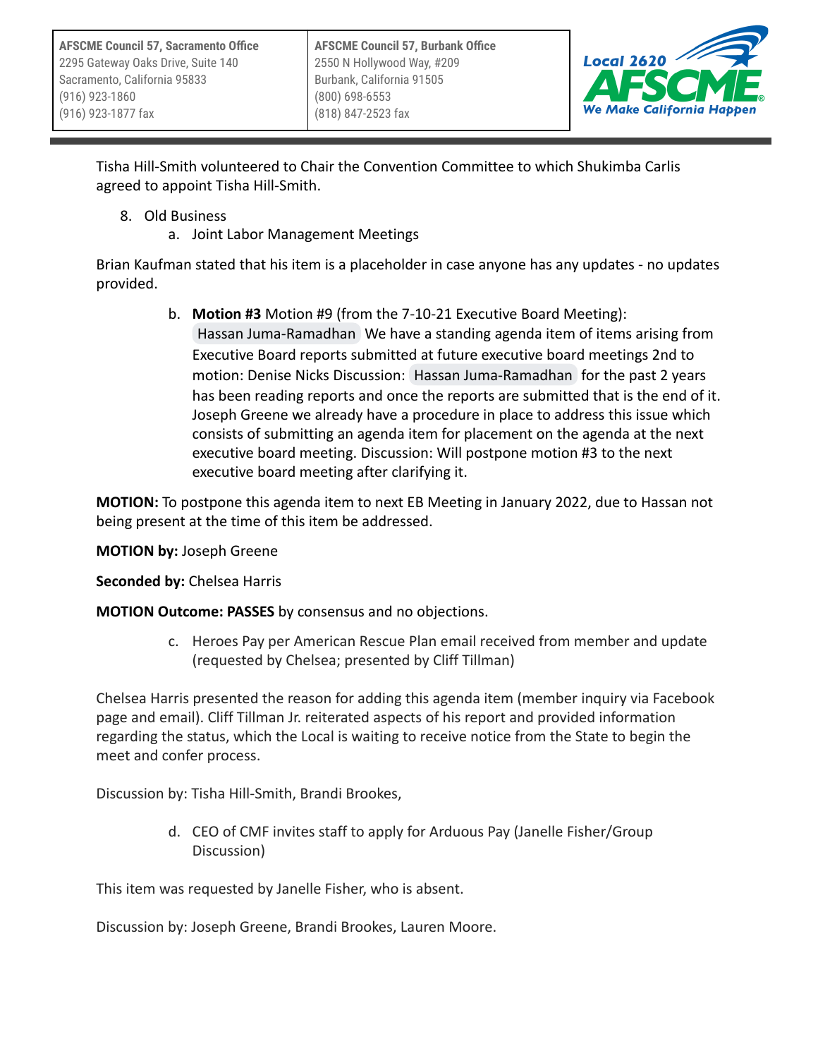Tisha Hill-Smith volunteered to Chair the Convention Committee to which Shukimba Carlis agreed to appoint Tisha Hill-Smith.

8. Old Business
    a. Joint Labor Management Meetings

Brian Kaufman stated that his item is a placeholder in case anyone has any updates - no updates provided.

b. **Motion #3** Motion #9 (from the 7-10-21 Executive Board Meeting): Hassan Juma-Ramadhan We have a standing agenda item of items arising from Executive Board reports submitted at future executive board meetings 2nd to motion: Denise Nicks Discussion: Hassan Juma-Ramadhan for the past 2 years has been reading reports and once the reports are submitted that is the end of it. Joseph Greene we already have a procedure in place to address this issue which consists of submitting an agenda item for placement on the agenda at the next executive board meeting. Discussion: Will postpone motion #3 to the next executive board meeting after clarifying it.

**MOTION:** To postpone this agenda item to next EB Meeting in January 2022, due to Hassan not being present at the time of this item be addressed.

**MOTION by:** Joseph Greene

**Seconded by:** Chelsea Harris

**MOTION Outcome: PASSES** by consensus and no objections.

c. Heroes Pay per American Rescue Plan email received from member and update (requested by Chelsea; presented by Cliff Tillman)

Chelsea Harris presented the reason for adding this agenda item (member inquiry via Facebook page and email). Cliff Tillman Jr. reiterated aspects of his report and provided information regarding the status, which the Local is waiting to receive notice from the State to begin the meet and confer process.

Discussion by: Tisha Hill-Smith, Brandi Brookes,

d. CEO of CMF invites staff to apply for Arduous Pay (Janelle Fisher/Group Discussion)

This item was requested by Janelle Fisher, who is absent.

Discussion by: Joseph Greene, Brandi Brookes, Lauren Moore.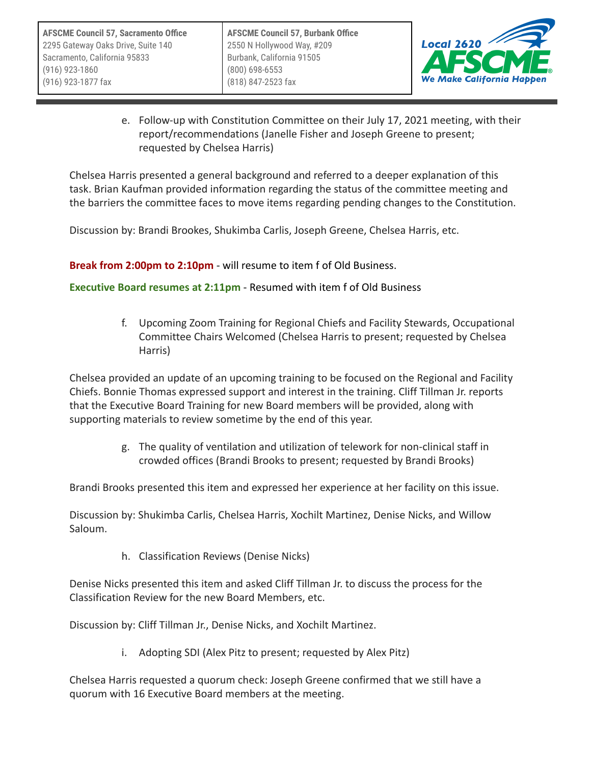e. Follow-up with Constitution Committee on their July 17, 2021 meeting, with their report/recommendations (Janelle Fisher and Joseph Greene to present; requested by Chelsea Harris)

Chelsea Harris presented a general background and referred to a deeper explanation of this task. Brian Kaufman provided information regarding the status of the committee meeting and the barriers the committee faces to move items regarding pending changes to the Constitution.

Discussion by: Brandi Brookes, Shukimba Carlis, Joseph Greene, Chelsea Harris, etc.

**Break from 2:00pm to 2:10pm** - will resume to item f of Old Business.

**Executive Board resumes at 2:11pm** - Resumed with item f of Old Business

f. Upcoming Zoom Training for Regional Chiefs and Facility Stewards, Occupational Committee Chairs Welcomed (Chelsea Harris to present; requested by Chelsea Harris)

Chelsea provided an update of an upcoming training to be focused on the Regional and Facility Chiefs. Bonnie Thomas expressed support and interest in the training. Cliff Tillman Jr. reports that the Executive Board Training for new Board members will be provided, along with supporting materials to review sometime by the end of this year.

g. The quality of ventilation and utilization of telework for non-clinical staff in crowded offices (Brandi Brooks to present; requested by Brandi Brooks)

Brandi Brooks presented this item and expressed her experience at her facility on this issue.

Discussion by: Shukimba Carlis, Chelsea Harris, Xochilt Martinez, Denise Nicks, and Willow Saloum.

h. Classification Reviews (Denise Nicks)

Denise Nicks presented this item and asked Cliff Tillman Jr. to discuss the process for the Classification Review for the new Board Members, etc.

Discussion by: Cliff Tillman Jr., Denise Nicks, and Xochilt Martinez.

i. Adopting SDI (Alex Pitz to present; requested by Alex Pitz)

Chelsea Harris requested a quorum check: Joseph Greene confirmed that we still have a quorum with 16 Executive Board members at the meeting.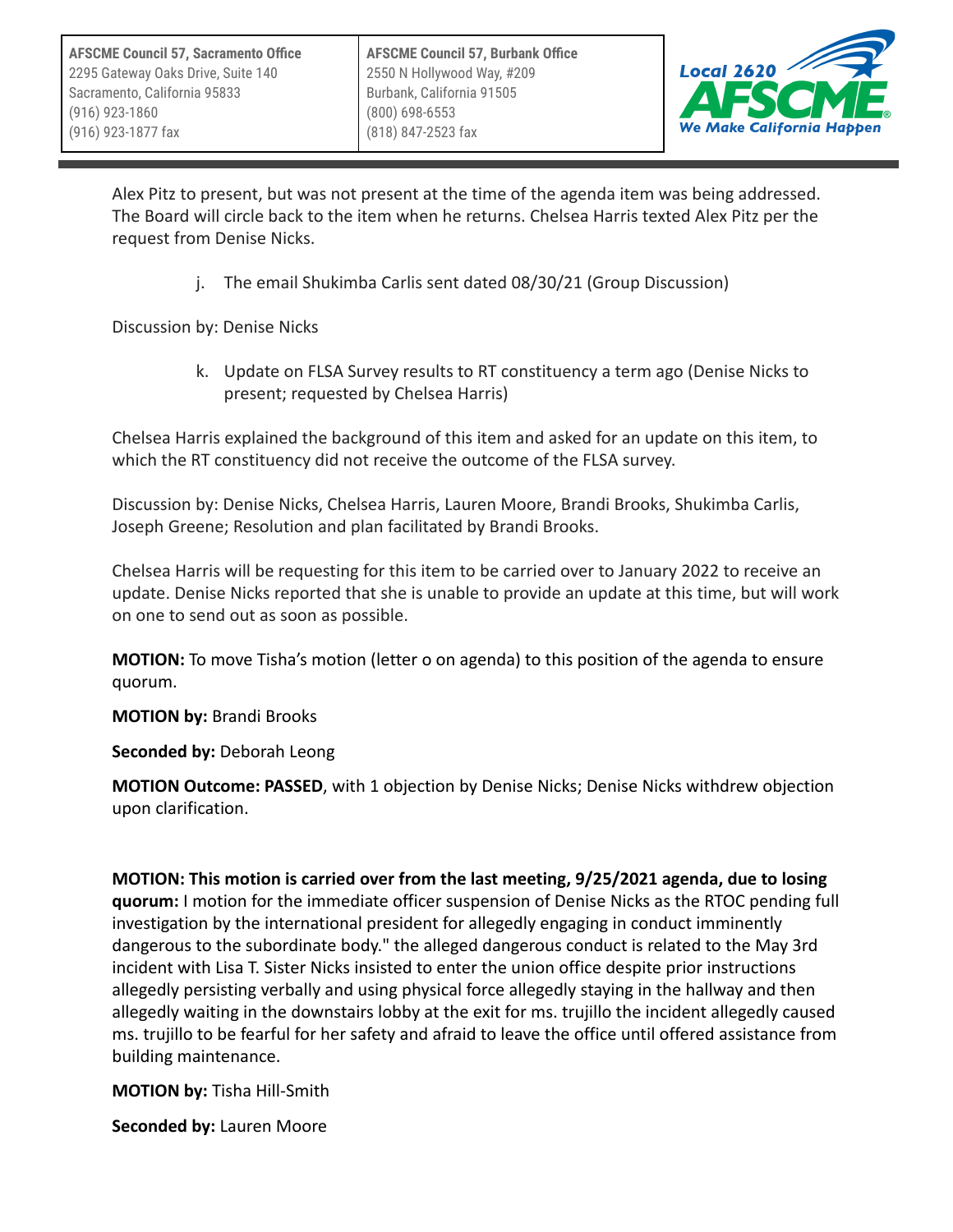Alex Pitz to present, but was not present at the time of the agenda item was being addressed. The Board will circle back to the item when he returns. Chelsea Harris texted Alex Pitz per the request from Denise Nicks.

j. The email Shukimba Carlis sent dated 08/30/21 (Group Discussion)

Discussion by: Denise Nicks

k. Update on FLSA Survey results to RT constituency a term ago (Denise Nicks to present; requested by Chelsea Harris)

Chelsea Harris explained the background of this item and asked for an update on this item, to which the RT constituency did not receive the outcome of the FLSA survey.

Discussion by: Denise Nicks, Chelsea Harris, Lauren Moore, Brandi Brooks, Shukimba Carlis, Joseph Greene; Resolution and plan facilitated by Brandi Brooks.

Chelsea Harris will be requesting for this item to be carried over to January 2022 to receive an update. Denise Nicks reported that she is unable to provide an update at this time, but will work on one to send out as soon as possible.

**MOTION:** To move Tisha's motion (letter o on agenda) to this position of the agenda to ensure quorum.

**MOTION by:** Brandi Brooks

**Seconded by:** Deborah Leong

**MOTION Outcome: PASSED**, with 1 objection by Denise Nicks; Denise Nicks withdrew objection upon clarification.

**MOTION: This motion is carried over from the last meeting, 9/25/2021 agenda, due to losing quorum:** I motion for the immediate officer suspension of Denise Nicks as the RTOC pending full investigation by the international president for allegedly engaging in conduct imminently dangerous to the subordinate body." the alleged dangerous conduct is related to the May 3rd incident with Lisa T. Sister Nicks insisted to enter the union office despite prior instructions allegedly persisting verbally and using physical force allegedly staying in the hallway and then allegedly waiting in the downstairs lobby at the exit for ms. trujillo the incident allegedly caused ms. trujillo to be fearful for her safety and afraid to leave the office until offered assistance from building maintenance.

**MOTION by:** Tisha Hill-Smith

**Seconded by:** Lauren Moore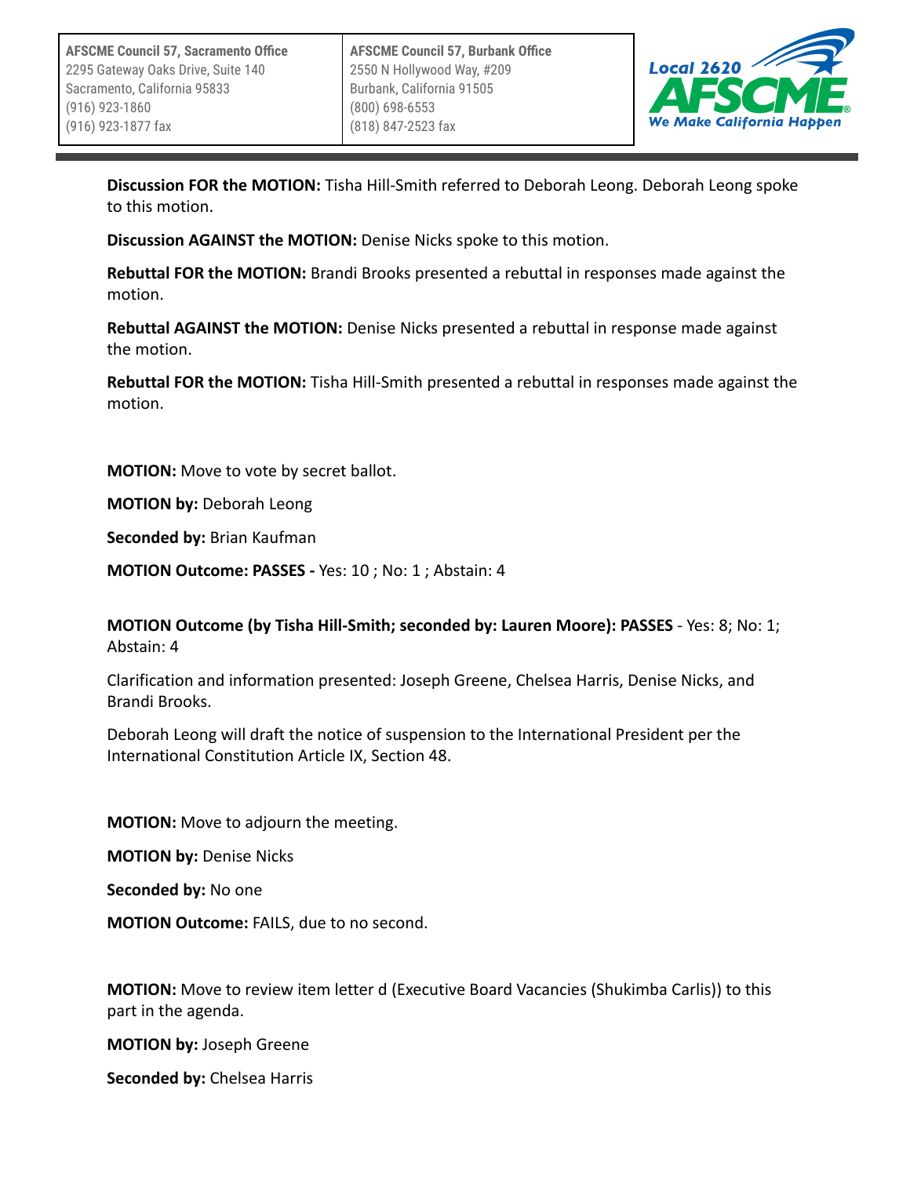**Discussion FOR the MOTION:** Tisha Hill-Smith referred to Deborah Leong. Deborah Leong spoke to this motion.

**Discussion AGAINST the MOTION:** Denise Nicks spoke to this motion.

**Rebuttal FOR the MOTION:** Brandi Brooks presented a rebuttal in responses made against the motion.

**Rebuttal AGAINST the MOTION:** Denise Nicks presented a rebuttal in response made against the motion.

**Rebuttal FOR the MOTION:** Tisha Hill-Smith presented a rebuttal in responses made against the motion.

**MOTION:** Move to vote by secret ballot.

**MOTION by:** Deborah Leong

**Seconded by:** Brian Kaufman

**MOTION Outcome: PASSES -** Yes: 10 ; No: 1 ; Abstain: 4

**MOTION Outcome (by Tisha Hill-Smith; seconded by: Lauren Moore): PASSES** - Yes: 8; No: 1; Abstain: 4

Clarification and information presented: Joseph Greene, Chelsea Harris, Denise Nicks, and Brandi Brooks.

Deborah Leong will draft the notice of suspension to the International President per the International Constitution Article IX, Section 48.

**MOTION:** Move to adjourn the meeting.

**MOTION by:** Denise Nicks

**Seconded by:** No one

**MOTION Outcome:** FAILS, due to no second.

**MOTION:** Move to review item letter d (Executive Board Vacancies (Shukimba Carlis)) to this part in the agenda.

**MOTION by:** Joseph Greene

**Seconded by:** Chelsea Harris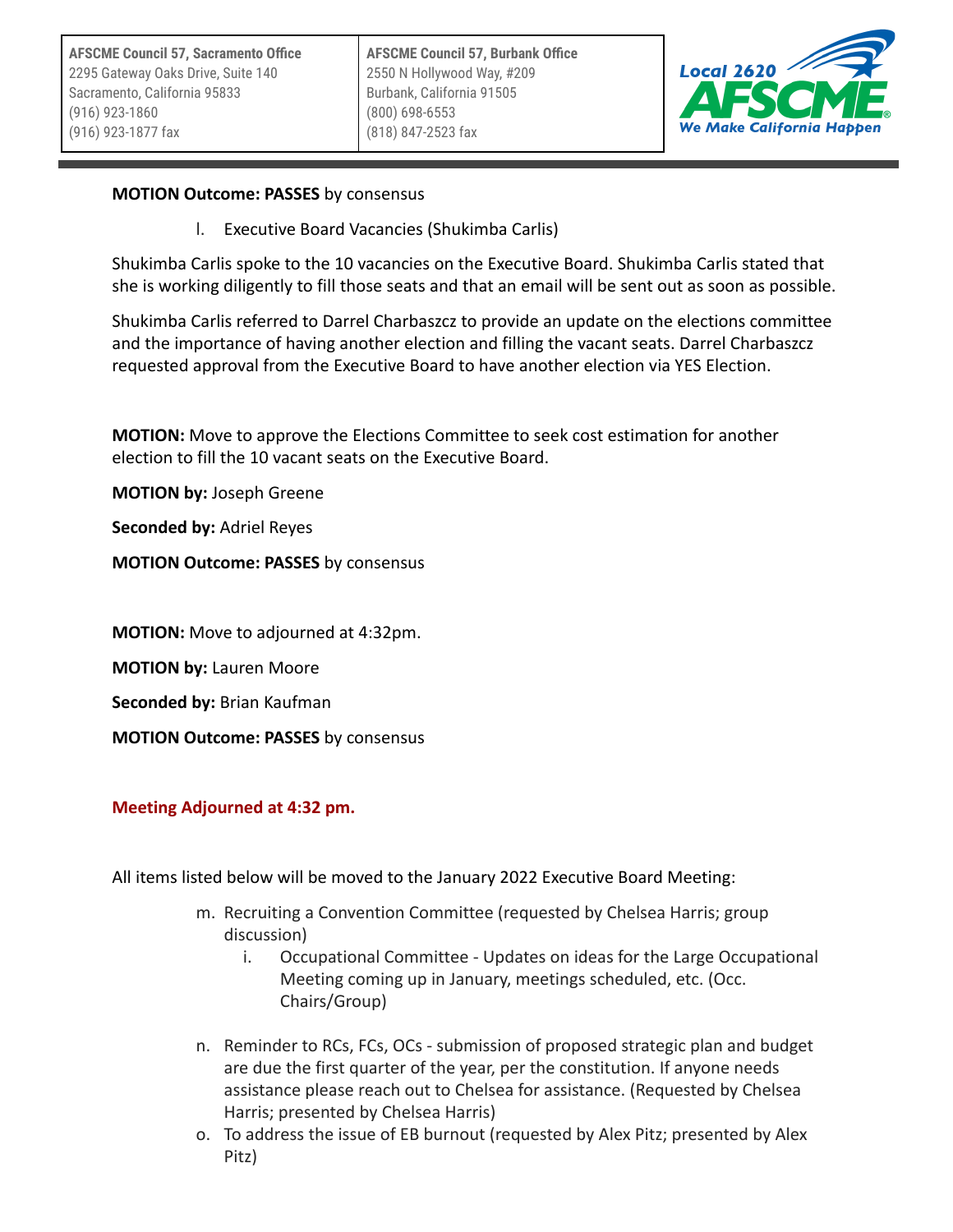**MOTION Outcome: PASSES** by consensus

l. Executive Board Vacancies (Shukimba Carlis)

Shukimba Carlis spoke to the 10 vacancies on the Executive Board. Shukimba Carlis stated that she is working diligently to fill those seats and that an email will be sent out as soon as possible.

Shukimba Carlis referred to Darrel Charbaszcz to provide an update on the elections committee and the importance of having another election and filling the vacant seats. Darrel Charbaszcz requested approval from the Executive Board to have another election via YES Election.

**MOTION:** Move to approve the Elections Committee to seek cost estimation for another election to fill the 10 vacant seats on the Executive Board.

**MOTION by:** Joseph Greene

**Seconded by:** Adriel Reyes

**MOTION Outcome: PASSES** by consensus

**MOTION:** Move to adjourned at 4:32pm.

**MOTION by:** Lauren Moore

**Seconded by:** Brian Kaufman

**MOTION Outcome: PASSES** by consensus

**Meeting Adjourned at 4:32 pm.**

All items listed below will be moved to the January 2022 Executive Board Meeting:

m. Recruiting a Convention Committee (requested by Chelsea Harris; group discussion)
   i. Occupational Committee - Updates on ideas for the Large Occupational Meeting coming up in January, meetings scheduled, etc. (Occ. Chairs/Group)

n. Reminder to RCs, FCs, OCs - submission of proposed strategic plan and budget are due the first quarter of the year, per the constitution. If anyone needs assistance please reach out to Chelsea for assistance. (Requested by Chelsea Harris; presented by Chelsea Harris)

o. To address the issue of EB burnout (requested by Alex Pitz; presented by Alex Pitz)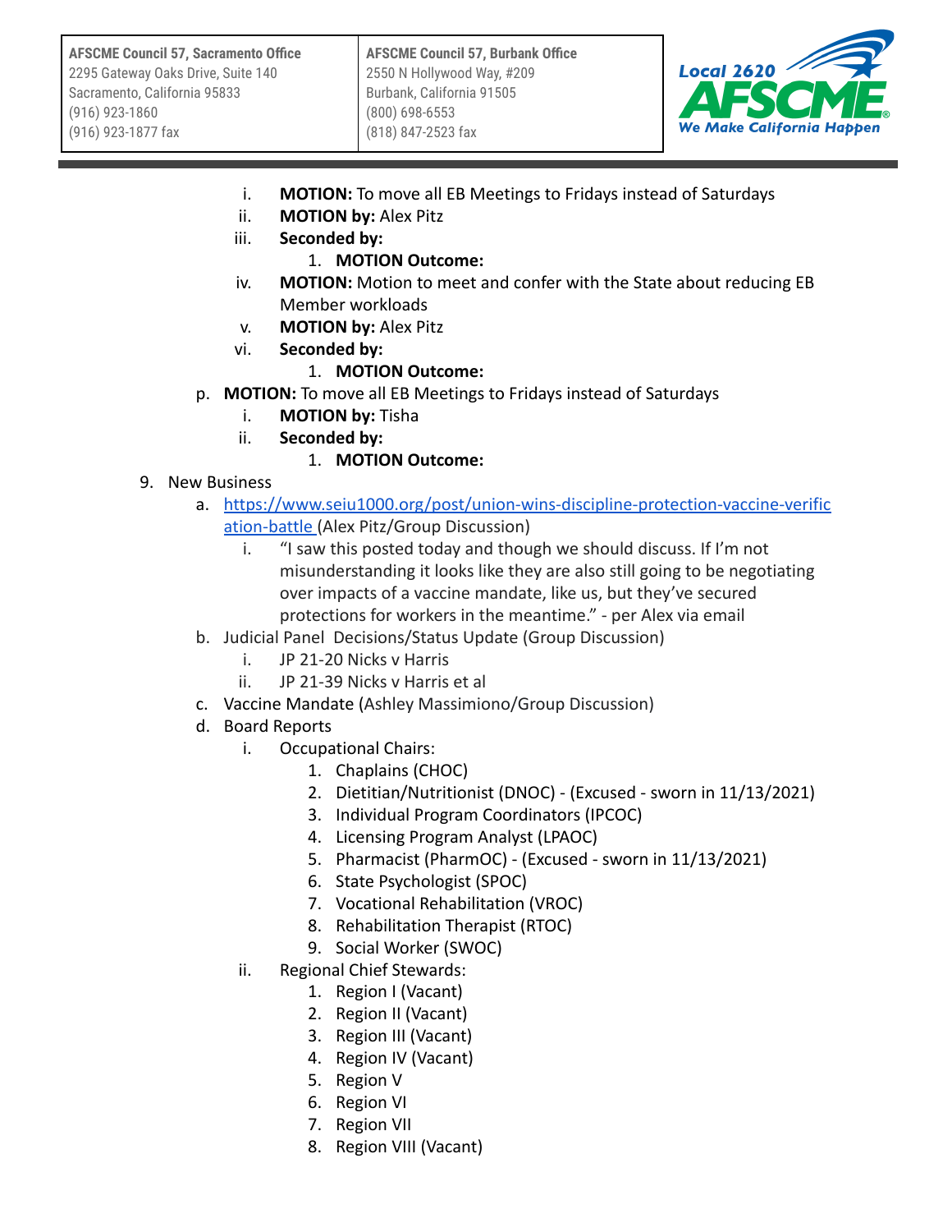i. **MOTION:** To move all EB Meetings to Fridays instead of Saturdays
ii. **MOTION by:** Alex Pitz
iii. **Seconded by:**
    1. **MOTION Outcome:**
iv. **MOTION:** Motion to meet and confer with the State about reducing EB Member workloads
v. **MOTION by:** Alex Pitz
vi. **Seconded by:**
    1. **MOTION Outcome:**

p. **MOTION:** To move all EB Meetings to Fridays instead of Saturdays
   i. **MOTION by:** Tisha
   ii. **Seconded by:**
       1. **MOTION Outcome:**

9. New Business
   a. [https://www.seiu1000.org/post/union-wins-discipline-protection-vaccine-verification-battle](https://www.seiu1000.org/post/union-wins-discipline-protection-vaccine-verification-battle) (Alex Pitz/Group Discussion)
      i. "I saw this posted today and though we should discuss. If I'm not misunderstanding it looks like they are also still going to be negotiating over impacts of a vaccine mandate, like us, but they've secured protections for workers in the meantime." - per Alex via email
   b. Judicial Panel Decisions/Status Update (Group Discussion)
      i. JP 21-20 Nicks v Harris
      ii. JP 21-39 Nicks v Harris et al
   c. Vaccine Mandate (Ashley Massimiono/Group Discussion)
   d. Board Reports
      i. Occupational Chairs:
         1. Chaplains (CHOC)
         2. Dietitian/Nutritionist (DNOC) - (Excused - sworn in 11/13/2021)
         3. Individual Program Coordinators (IPCOC)
         4. Licensing Program Analyst (LPAOC)
         5. Pharmacist (PharmOC) - (Excused - sworn in 11/13/2021)
         6. State Psychologist (SPOC)
         7. Vocational Rehabilitation (VROC)
         8. Rehabilitation Therapist (RTOC)
         9. Social Worker (SWOC)
      ii. Regional Chief Stewards:
         1. Region I (Vacant)
         2. Region II (Vacant)
         3. Region III (Vacant)
         4. Region IV (Vacant)
         5. Region V
         6. Region VI
         7. Region VII
         8. Region VIII (Vacant)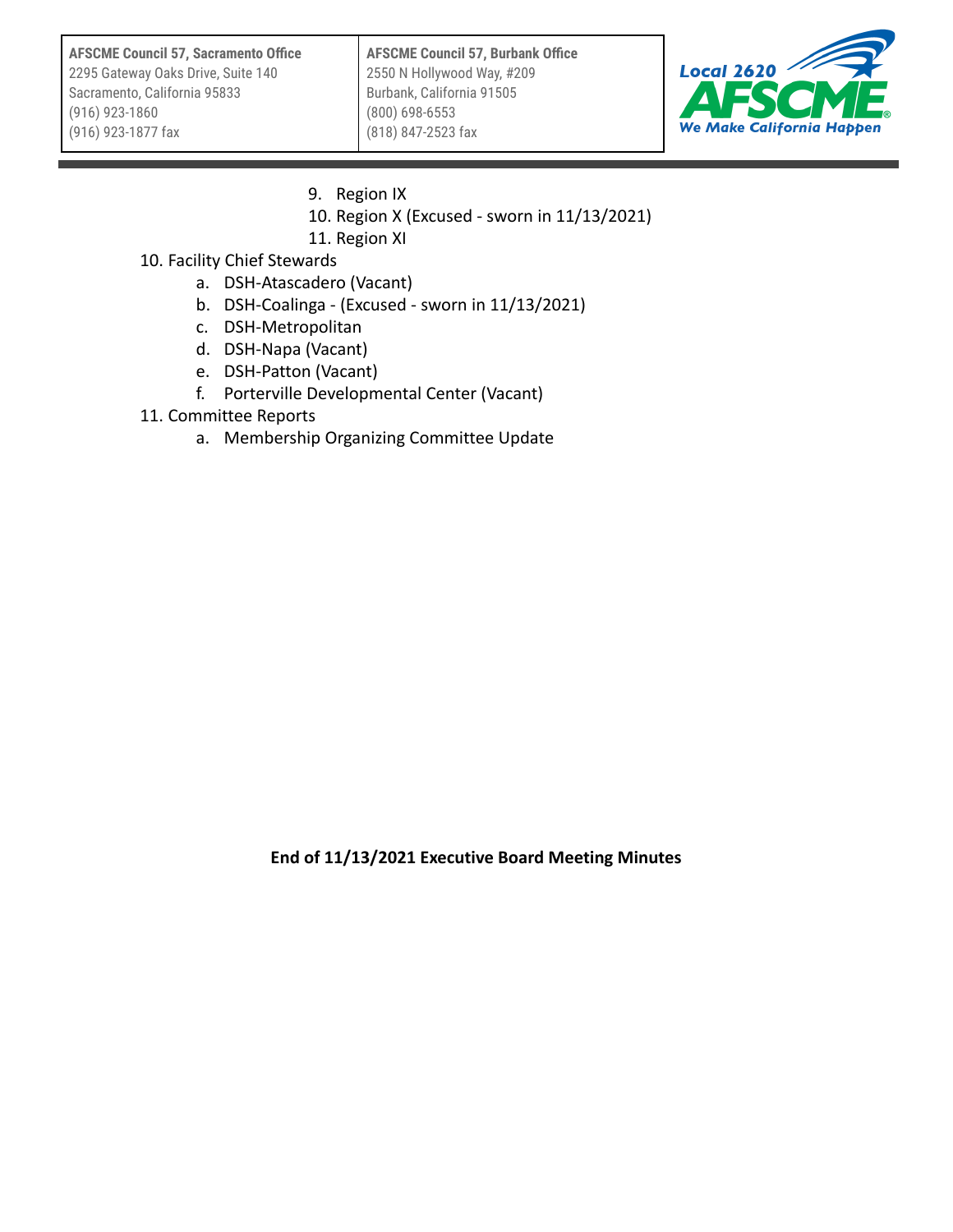9. Region IX
10. Region X (Excused - sworn in 11/13/2021)
11. Region XI

10. Facility Chief Stewards
    a. DSH-Atascadero (Vacant)
    b. DSH-Coalinga - (Excused - sworn in 11/13/2021)
    c. DSH-Metropolitan
    d. DSH-Napa (Vacant)
    e. DSH-Patton (Vacant)
    f. Porterville Developmental Center (Vacant)

11. Committee Reports
    a. Membership Organizing Committee Update

**End of 11/13/2021 Executive Board Meeting Minutes**